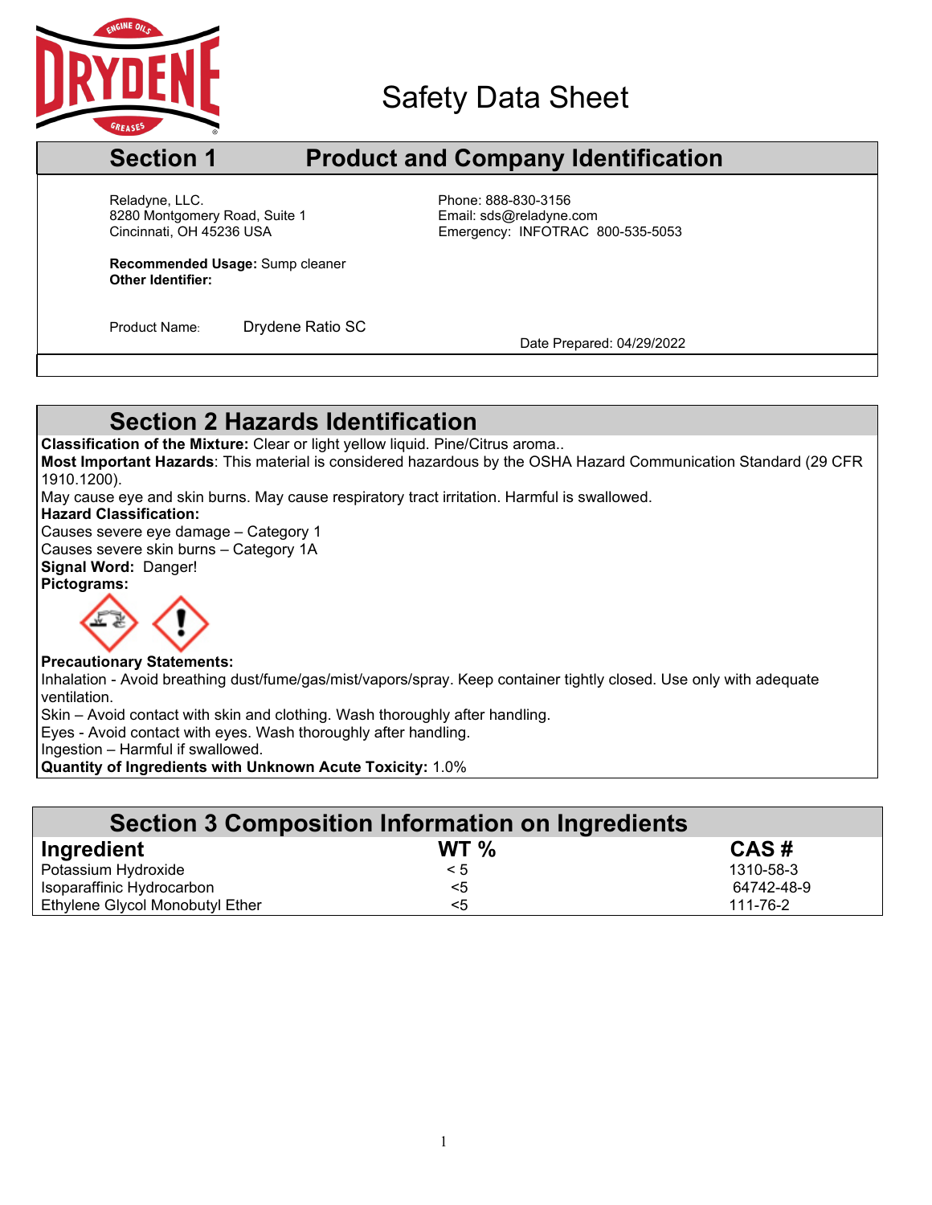DRYDENE

# Safety Data Sheet

## Section 1 Product and Company Identification

Reladyne, LLC.
8280 Montgomery Road, Suite 1
Cincinnati, OH 45236 USA

Phone: 888-830-3156
Email: sds@reladyne.com
Emergency: INFOTRAC 800-535-5053

**Recommended Usage:** Sump cleaner
**Other Identifier:**

Product Name: Drydene Ratio SC

Date Prepared: 04/29/2022

## Section 2 Hazards Identification

**Classification of the Mixture:** Clear or light yellow liquid. Pine/Citrus aroma..
**Most Important Hazards**: This material is considered hazardous by the OSHA Hazard Communication Standard (29 CFR 1910.1200).
May cause eye and skin burns. May cause respiratory tract irritation. Harmful is swallowed.
**Hazard Classification:**
Causes severe eye damage – Category 1
Causes severe skin burns – Category 1A
**Signal Word:** Danger!
**Pictograms:**

**Precautionary Statements:**
Inhalation - Avoid breathing dust/fume/gas/mist/vapors/spray. Keep container tightly closed. Use only with adequate ventilation.
Skin – Avoid contact with skin and clothing. Wash thoroughly after handling.
Eyes - Avoid contact with eyes. Wash thoroughly after handling.
Ingestion – Harmful if swallowed.
**Quantity of Ingredients with Unknown Acute Toxicity:** 1.0%

## Section 3 Composition Information on Ingredients

| Ingredient | WT % | CAS # |
|---|---|---|
| Potassium Hydroxide | < 5 | 1310-58-3 |
| Isoparaffinic Hydrocarbon | <5 | 64742-48-9 |
| Ethylene Glycol Monobutyl Ether | <5 | 111-76-2 |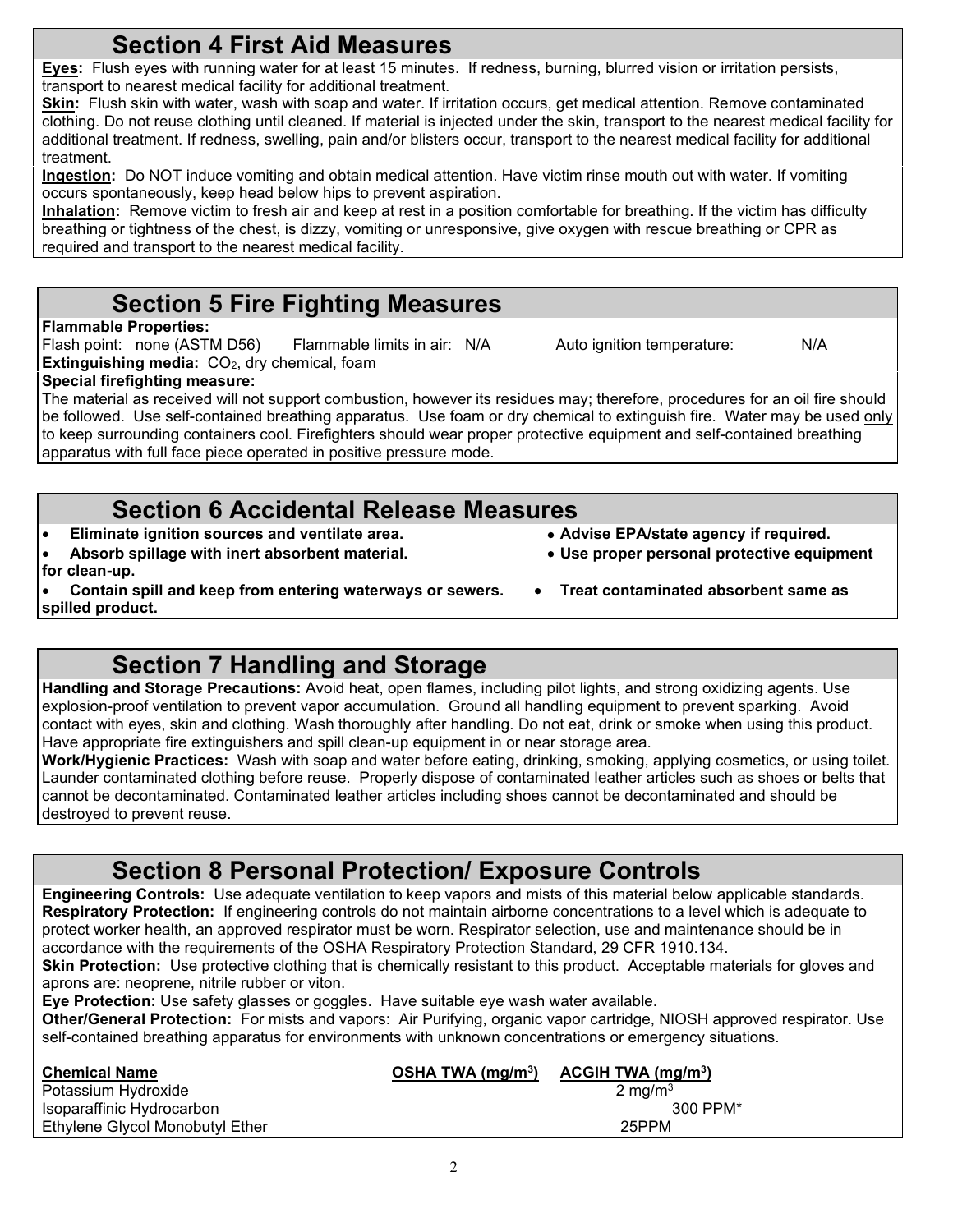## Section 4 First Aid Measures

**Eyes:** Flush eyes with running water for at least 15 minutes. If redness, burning, blurred vision or irritation persists, transport to nearest medical facility for additional treatment.

**Skin:** Flush skin with water, wash with soap and water. If irritation occurs, get medical attention. Remove contaminated clothing. Do not reuse clothing until cleaned. If material is injected under the skin, transport to the nearest medical facility for additional treatment. If redness, swelling, pain and/or blisters occur, transport to the nearest medical facility for additional treatment.

**Ingestion:** Do NOT induce vomiting and obtain medical attention. Have victim rinse mouth out with water. If vomiting occurs spontaneously, keep head below hips to prevent aspiration.

**Inhalation:** Remove victim to fresh air and keep at rest in a position comfortable for breathing. If the victim has difficulty breathing or tightness of the chest, is dizzy, vomiting or unresponsive, give oxygen with rescue breathing or CPR as required and transport to the nearest medical facility.

## Section 5 Fire Fighting Measures

**Flammable Properties:**

Flash point: none (ASTM D56) Flammable limits in air: N/A Auto ignition temperature: N/A

**Extinguishing media:** $CO_2$, dry chemical, foam

**Special firefighting measure:**

The material as received will not support combustion, however its residues may; therefore, procedures for an oil fire should be followed. Use self-contained breathing apparatus. Use foam or dry chemical to extinguish fire. Water may be used only to keep surrounding containers cool. Firefighters should wear proper protective equipment and self-contained breathing apparatus with full face piece operated in positive pressure mode.

## Section 6 Accidental Release Measures

- **Eliminate ignition sources and ventilate area.**
- **Absorb spillage with inert absorbent material.**
- **Contain spill and keep from entering waterways or sewers.**
- **Advise EPA/state agency if required.**
- **Use proper personal protective equipment for clean-up.**
- **Treat contaminated absorbent same as spilled product.**

## Section 7 Handling and Storage

**Handling and Storage Precautions:** Avoid heat, open flames, including pilot lights, and strong oxidizing agents. Use explosion-proof ventilation to prevent vapor accumulation. Ground all handling equipment to prevent sparking. Avoid contact with eyes, skin and clothing. Wash thoroughly after handling. Do not eat, drink or smoke when using this product. Have appropriate fire extinguishers and spill clean-up equipment in or near storage area.

**Work/Hygienic Practices:** Wash with soap and water before eating, drinking, smoking, applying cosmetics, or using toilet. Launder contaminated clothing before reuse. Properly dispose of contaminated leather articles such as shoes or belts that cannot be decontaminated. Contaminated leather articles including shoes cannot be decontaminated and should be destroyed to prevent reuse.

## Section 8 Personal Protection/ Exposure Controls

**Engineering Controls:** Use adequate ventilation to keep vapors and mists of this material below applicable standards.

**Respiratory Protection:** If engineering controls do not maintain airborne concentrations to a level which is adequate to protect worker health, an approved respirator must be worn. Respirator selection, use and maintenance should be in accordance with the requirements of the OSHA Respiratory Protection Standard, 29 CFR 1910.134.

**Skin Protection:** Use protective clothing that is chemically resistant to this product. Acceptable materials for gloves and aprons are: neoprene, nitrile rubber or viton.

**Eye Protection:** Use safety glasses or goggles. Have suitable eye wash water available.

**Other/General Protection:** For mists and vapors: Air Purifying, organic vapor cartridge, NIOSH approved respirator. Use self-contained breathing apparatus for environments with unknown concentrations or emergency situations.

| Chemical Name | OSHA TWA ($mg/m^3$) | ACGIH TWA ($mg/m^3$) |
|---|---|---|
| Potassium Hydroxide | | 2 $mg/m^3$ |
| Isoparaffinic Hydrocarbon | | 300 PPM* |
| Ethylene Glycol Monobutyl Ether | | 25PPM |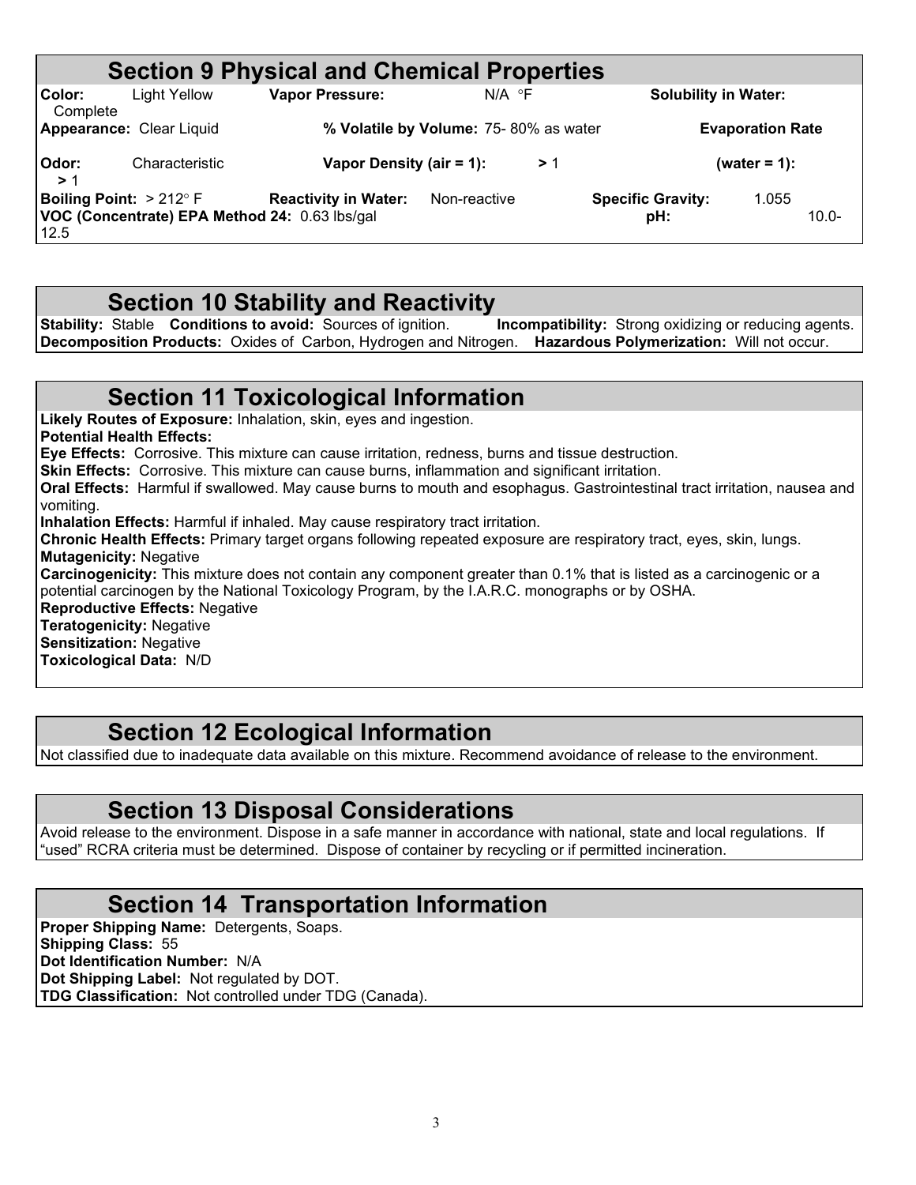## Section 9 Physical and Chemical Properties

| | | | | | |
|---|---|---|---|---|---|
| **Color:** | Light Yellow | **Vapor Pressure:** | N/A °F | **Solubility in Water:** | Complete |
| **Appearance:** | Clear Liquid | **% Volatile by Volume:** | 75- 80% as water | **Evaporation Rate (water = 1):** | > 1 |
| **Odor:** | Characteristic | **Vapor Density (air = 1):** | > 1 | | |
| **Boiling Point:** | > 212° F | **Reactivity in Water:** | Non-reactive | **Specific Gravity:** | 1.055 |
| **VOC (Concentrate) EPA Method 24:** | 0.63 lbs/gal | | | **pH:** | 10.0-12.5 |

## Section 10 Stability and Reactivity

**Stability:** Stable **Conditions to avoid:** Sources of ignition. **Incompatibility:** Strong oxidizing or reducing agents.
**Decomposition Products:** Oxides of Carbon, Hydrogen and Nitrogen. **Hazardous Polymerization:** Will not occur.

## Section 11 Toxicological Information

**Likely Routes of Exposure:** Inhalation, skin, eyes and ingestion.
**Potential Health Effects:**
**Eye Effects:** Corrosive. This mixture can cause irritation, redness, burns and tissue destruction.
**Skin Effects:** Corrosive. This mixture can cause burns, inflammation and significant irritation.
**Oral Effects:** Harmful if swallowed. May cause burns to mouth and esophagus. Gastrointestinal tract irritation, nausea and vomiting.
**Inhalation Effects:** Harmful if inhaled. May cause respiratory tract irritation.
**Chronic Health Effects:** Primary target organs following repeated exposure are respiratory tract, eyes, skin, lungs.
**Mutagenicity:** Negative
**Carcinogenicity:** This mixture does not contain any component greater than 0.1% that is listed as a carcinogenic or a potential carcinogen by the National Toxicology Program, by the I.A.R.C. monographs or by OSHA.
**Reproductive Effects:** Negative
**Teratogenicity:** Negative
**Sensitization:** Negative
**Toxicological Data:** N/D

## Section 12 Ecological Information

Not classified due to inadequate data available on this mixture. Recommend avoidance of release to the environment.

## Section 13 Disposal Considerations

Avoid release to the environment. Dispose in a safe manner in accordance with national, state and local regulations. If "used" RCRA criteria must be determined. Dispose of container by recycling or if permitted incineration.

## Section 14 Transportation Information

**Proper Shipping Name:** Detergents, Soaps.
**Shipping Class:** 55
**Dot Identification Number:** N/A
**Dot Shipping Label:** Not regulated by DOT.
**TDG Classification:** Not controlled under TDG (Canada).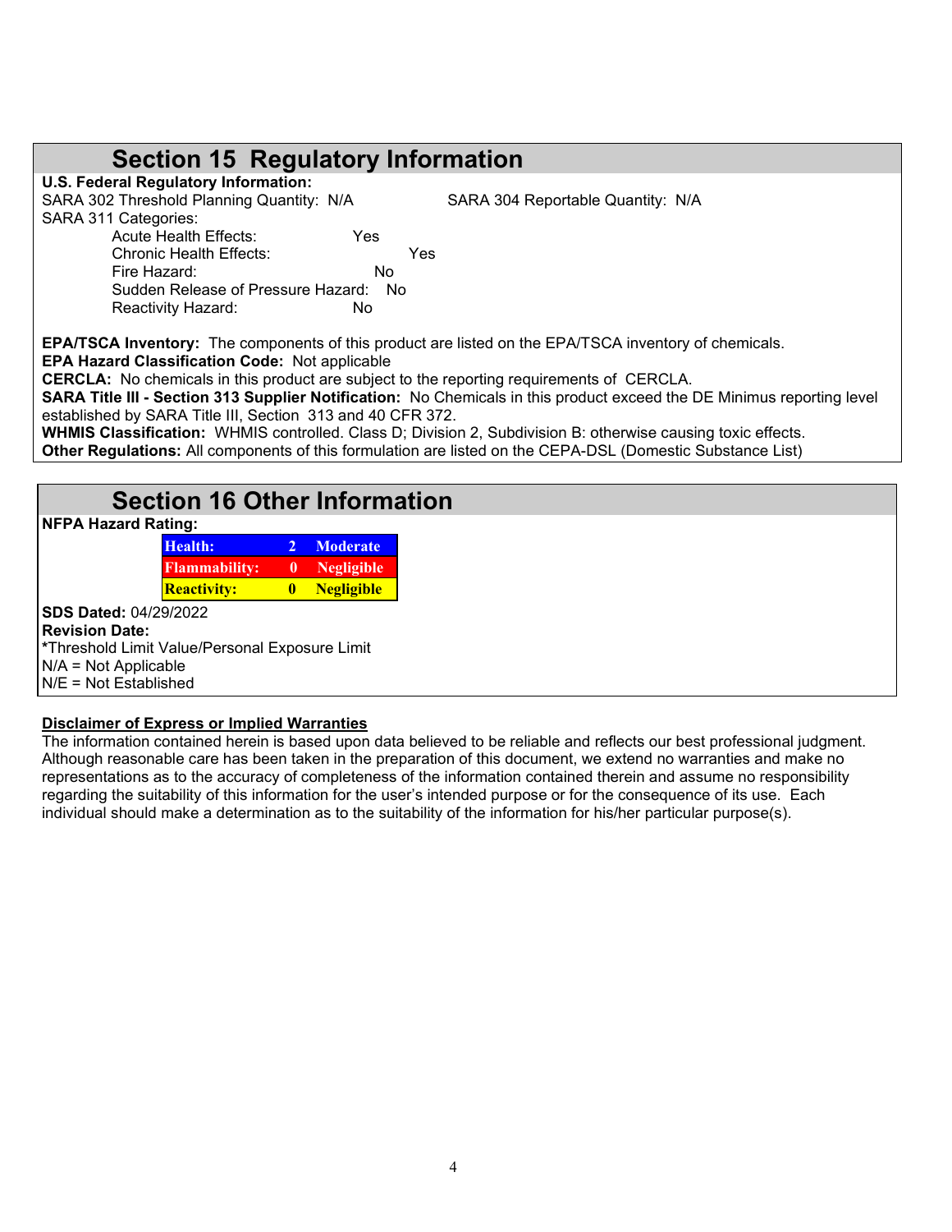## Section 15 Regulatory Information

**U.S. Federal Regulatory Information:**

SARA 302 Threshold Planning Quantity: N/A

SARA 304 Reportable Quantity: N/A

SARA 311 Categories:

| | |
|---|---|
| Acute Health Effects: | Yes |
| Chronic Health Effects: | Yes |
| Fire Hazard: | No |
| Sudden Release of Pressure Hazard: | No |
| Reactivity Hazard: | No |

**EPA/TSCA Inventory:** The components of this product are listed on the EPA/TSCA inventory of chemicals.
**EPA Hazard Classification Code:** Not applicable
**CERCLA:** No chemicals in this product are subject to the reporting requirements of CERCLA.
**SARA Title III - Section 313 Supplier Notification:** No Chemicals in this product exceed the DE Minimus reporting level established by SARA Title III, Section 313 and 40 CFR 372.
**WHMIS Classification:** WHMIS controlled. Class D; Division 2, Subdivision B: otherwise causing toxic effects.
**Other Regulations:** All components of this formulation are listed on the CEPA-DSL (Domestic Substance List)

## Section 16 Other Information

**NFPA Hazard Rating:**

| | | |
|---|---|---|
| **Health:** | **2** | **Moderate** |
| **Flammability:** | **0** | **Negligible** |
| **Reactivity:** | **0** | **Negligible** |

**SDS Dated:** 04/29/2022
**Revision Date:**
*Threshold Limit Value/Personal Exposure Limit
N/A = Not Applicable
N/E = Not Established

**Disclaimer of Express or Implied Warranties**

The information contained herein is based upon data believed to be reliable and reflects our best professional judgment. Although reasonable care has been taken in the preparation of this document, we extend no warranties and make no representations as to the accuracy of completeness of the information contained therein and assume no responsibility regarding the suitability of this information for the user's intended purpose or for the consequence of its use. Each individual should make a determination as to the suitability of the information for his/her particular purpose(s).